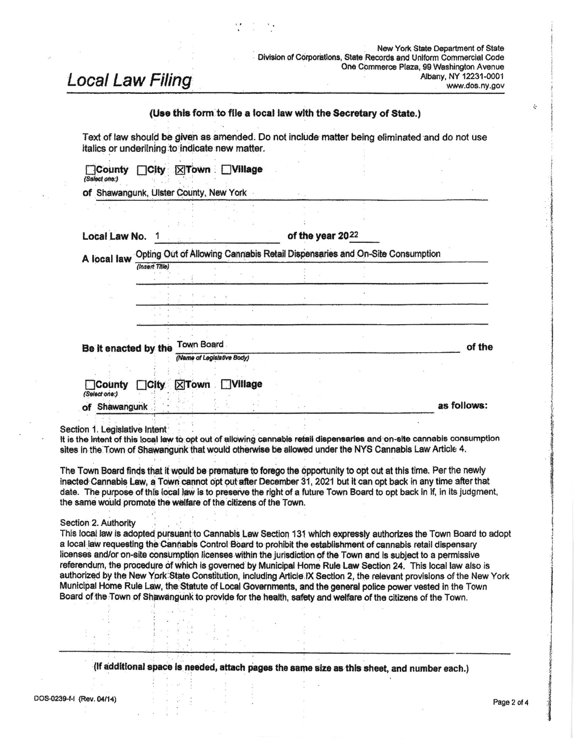New York State Department of State
Division of Corporations, State Records and Uniform Commercial Code
One Commerce Plaza, 99 Washington Avenue
Albany, NY 12231-0001
www.dos.ny.gov

# Local Law Filing

**(Use this form to file a local law with the Secretary of State.)**

Text of law should be given as amended. Do not include matter being eliminated and do not use italics or underlining to indicate new matter.

☐County ☐City ☒Town ☐Village
*(Select one:)*

of Shawangunk, Ulster County, New York

**Local Law No.** 1 **of the year 20**22

**A local law** Opting Out of Allowing Cannabis Retail Dispensaries and On-Site Consumption
*(Insert Title)*

**Be it enacted by the** Town Board **of the**
*(Name of Legislative Body)*

☐County ☐City ☒Town ☐Village
*(Select one:)*

of Shawangunk **as follows:**

Section 1. Legislative Intent

It is the intent of this local law to opt out of allowing cannabis retail dispensaries and on-site cannabis consumption sites in the Town of Shawangunk that would otherwise be allowed under the NYS Cannabis Law Article 4.

The Town Board finds that it would be premature to forego the opportunity to opt out at this time. Per the newly inacted Cannabis Law, a Town cannot opt out after December 31, 2021 but it can opt back in any time after that date. The purpose of this local law is to preserve the right of a future Town Board to opt back in if, in its judgment, the same would promote the welfare of the citizens of the Town.

Section 2. Authority

This local law is adopted pursuant to Cannabis Law Section 131 which expressly authorizes the Town Board to adopt a local law requesting the Cannabis Control Board to prohibit the establishment of cannabis retail dispensary licenses and/or on-site consumption licenses within the jurisdiction of the Town and is subject to a permissive referendum, the procedure of which is governed by Municipal Home Rule Law Section 24. This local law also is authorized by the New York State Constitution, including Article IX Section 2, the relevant provisions of the New York Municipal Home Rule Law, the Statute of Local Governments, and the general police power vested in the Town Board of the Town of Shawangunk to provide for the health, safety and welfare of the citizens of the Town.

**(If additional space is needed, attach pages the same size as this sheet, and number each.)**

DOS-0239-f-l (Rev. 04/14)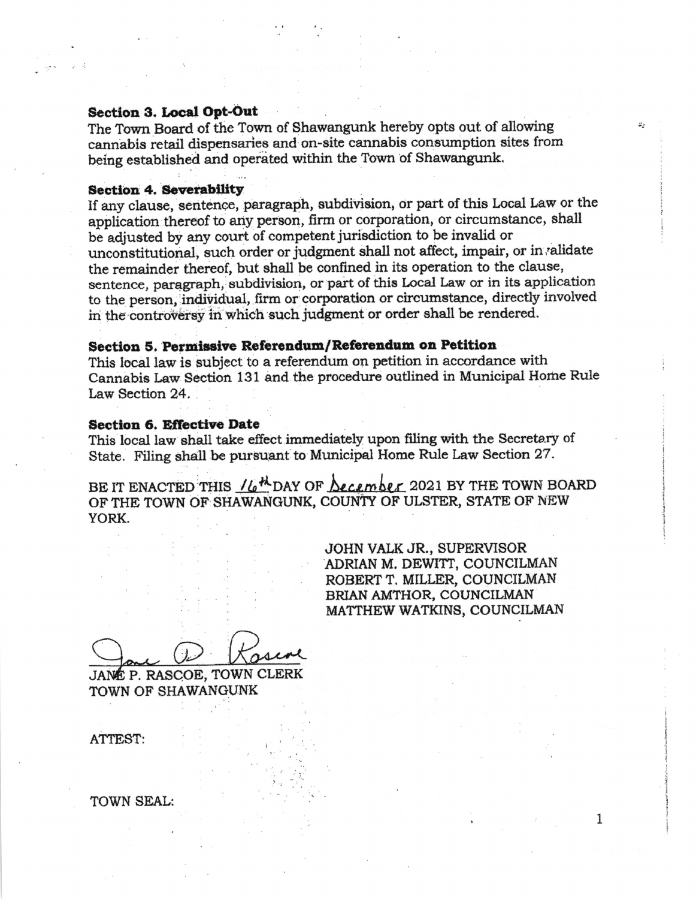**Section 3. Local Opt-Out**

The Town Board of the Town of Shawangunk hereby opts out of allowing cannabis retail dispensaries and on-site cannabis consumption sites from being established and operated within the Town of Shawangunk.

**Section 4. Severability**

If any clause, sentence, paragraph, subdivision, or part of this Local Law or the application thereof to any person, firm or corporation, or circumstance, shall be adjusted by any court of competent jurisdiction to be invalid or unconstitutional, such order or judgment shall not affect, impair, or invalidate the remainder thereof, but shall be confined in its operation to the clause, sentence, paragraph, subdivision, or part of this Local Law or in its application to the person, individual, firm or corporation or circumstance, directly involved in the controversy in which such judgment or order shall be rendered.

**Section 5. Permissive Referendum/Referendum on Petition**

This local law is subject to a referendum on petition in accordance with Cannabis Law Section 131 and the procedure outlined in Municipal Home Rule Law Section 24.

**Section 6. Effective Date**

This local law shall take effect immediately upon filing with the Secretary of State. Filing shall be pursuant to Municipal Home Rule Law Section 27.

BE IT ENACTED THIS 16th DAY OF December 2021 BY THE TOWN BOARD OF THE TOWN OF SHAWANGUNK, COUNTY OF ULSTER, STATE OF NEW YORK.

JOHN VALK JR., SUPERVISOR
ADRIAN M. DEWITT, COUNCILMAN
ROBERT T. MILLER, COUNCILMAN
BRIAN AMTHOR, COUNCILMAN
MATTHEW WATKINS, COUNCILMAN

Jane P. Rascoe

JANE P. RASCOE, TOWN CLERK
TOWN OF SHAWANGUNK

ATTEST:

TOWN SEAL: